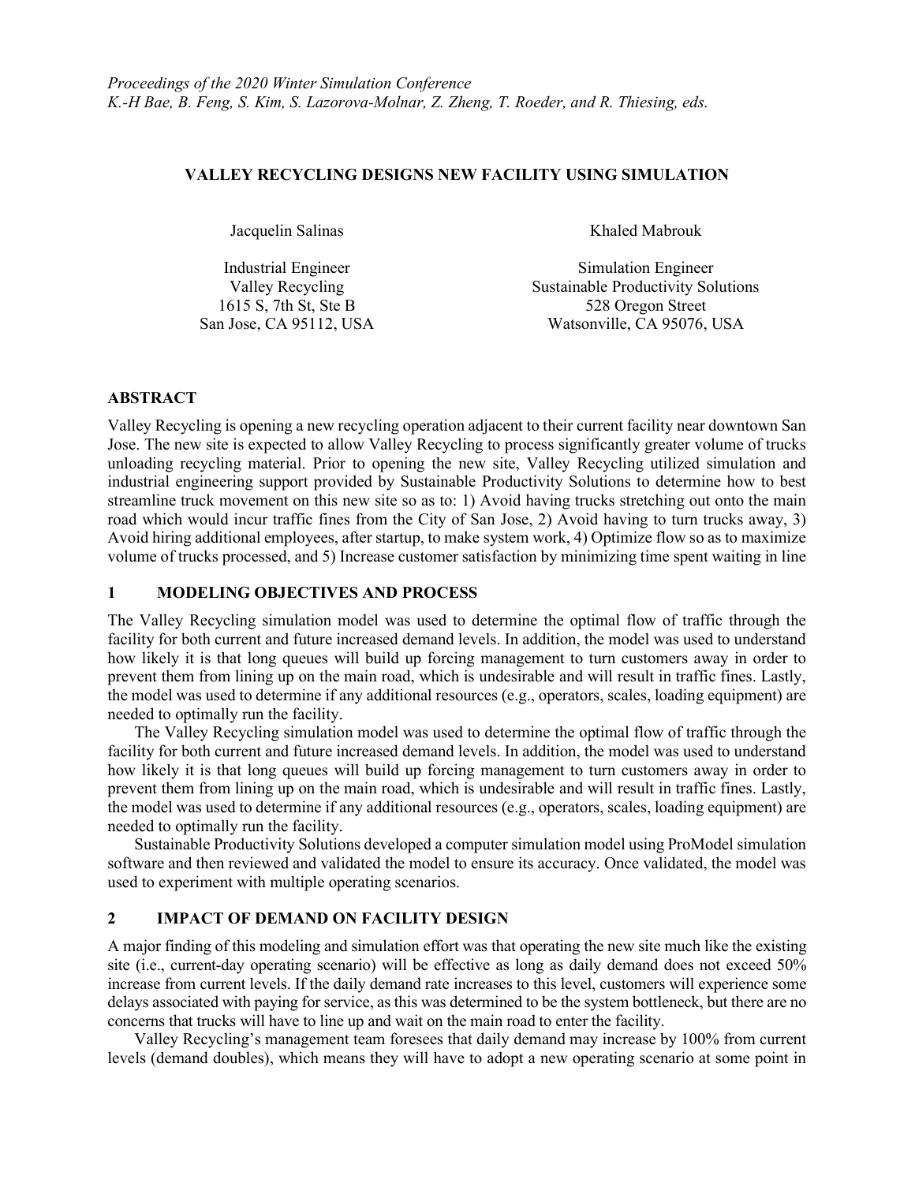*Proceedings of the 2020 Winter Simulation Conference*
*K.-H Bae, B. Feng, S. Kim, S. Lazorova-Molnar, Z. Zheng, T. Roeder, and R. Thiesing, eds.*

# VALLEY RECYCLING DESIGNS NEW FACILITY USING SIMULATION

Jacquelin Salinas

Industrial Engineer
Valley Recycling
1615 S, 7th St, Ste B
San Jose, CA 95112, USA

Khaled Mabrouk

Simulation Engineer
Sustainable Productivity Solutions
528 Oregon Street
Watsonville, CA 95076, USA

## ABSTRACT

Valley Recycling is opening a new recycling operation adjacent to their current facility near downtown San Jose. The new site is expected to allow Valley Recycling to process significantly greater volume of trucks unloading recycling material. Prior to opening the new site, Valley Recycling utilized simulation and industrial engineering support provided by Sustainable Productivity Solutions to determine how to best streamline truck movement on this new site so as to: 1) Avoid having trucks stretching out onto the main road which would incur traffic fines from the City of San Jose, 2) Avoid having to turn trucks away, 3) Avoid hiring additional employees, after startup, to make system work, 4) Optimize flow so as to maximize volume of trucks processed, and 5) Increase customer satisfaction by minimizing time spent waiting in line

## 1 MODELING OBJECTIVES AND PROCESS

The Valley Recycling simulation model was used to determine the optimal flow of traffic through the facility for both current and future increased demand levels. In addition, the model was used to understand how likely it is that long queues will build up forcing management to turn customers away in order to prevent them from lining up on the main road, which is undesirable and will result in traffic fines. Lastly, the model was used to determine if any additional resources (e.g., operators, scales, loading equipment) are needed to optimally run the facility.

The Valley Recycling simulation model was used to determine the optimal flow of traffic through the facility for both current and future increased demand levels. In addition, the model was used to understand how likely it is that long queues will build up forcing management to turn customers away in order to prevent them from lining up on the main road, which is undesirable and will result in traffic fines. Lastly, the model was used to determine if any additional resources (e.g., operators, scales, loading equipment) are needed to optimally run the facility.

Sustainable Productivity Solutions developed a computer simulation model using ProModel simulation software and then reviewed and validated the model to ensure its accuracy. Once validated, the model was used to experiment with multiple operating scenarios.

## 2 IMPACT OF DEMAND ON FACILITY DESIGN

A major finding of this modeling and simulation effort was that operating the new site much like the existing site (i.e., current-day operating scenario) will be effective as long as daily demand does not exceed 50% increase from current levels. If the daily demand rate increases to this level, customers will experience some delays associated with paying for service, as this was determined to be the system bottleneck, but there are no concerns that trucks will have to line up and wait on the main road to enter the facility.

Valley Recycling's management team foresees that daily demand may increase by 100% from current levels (demand doubles), which means they will have to adopt a new operating scenario at some point in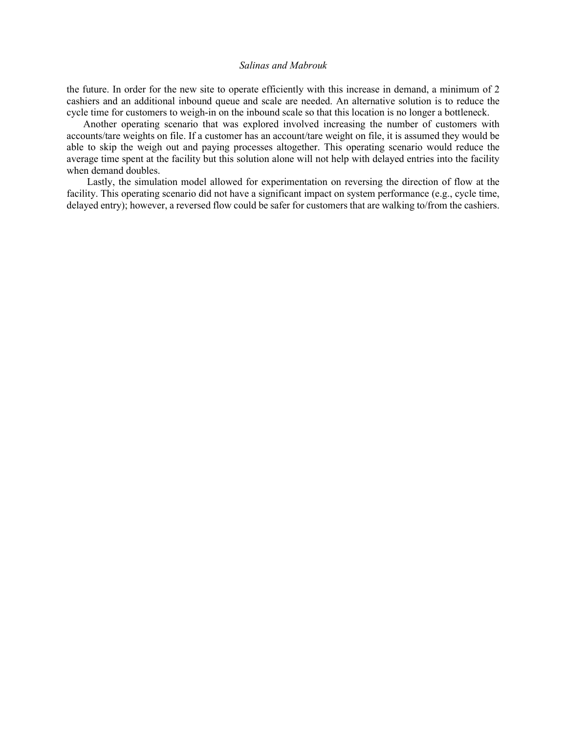the future. In order for the new site to operate efficiently with this increase in demand, a minimum of 2 cashiers and an additional inbound queue and scale are needed. An alternative solution is to reduce the cycle time for customers to weigh-in on the inbound scale so that this location is no longer a bottleneck.

Another operating scenario that was explored involved increasing the number of customers with accounts/tare weights on file. If a customer has an account/tare weight on file, it is assumed they would be able to skip the weigh out and paying processes altogether. This operating scenario would reduce the average time spent at the facility but this solution alone will not help with delayed entries into the facility when demand doubles.

Lastly, the simulation model allowed for experimentation on reversing the direction of flow at the facility. This operating scenario did not have a significant impact on system performance (e.g., cycle time, delayed entry); however, a reversed flow could be safer for customers that are walking to/from the cashiers.